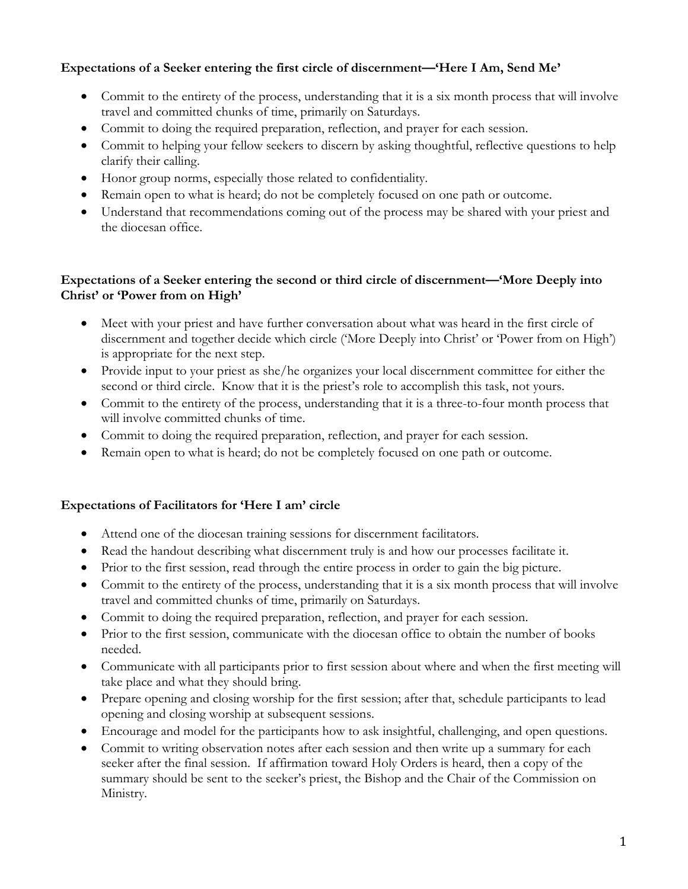**Expectations of a Seeker entering the first circle of discernment—'Here I Am, Send Me'**

- Commit to the entirety of the process, understanding that it is a six month process that will involve travel and committed chunks of time, primarily on Saturdays.
- Commit to doing the required preparation, reflection, and prayer for each session.
- Commit to helping your fellow seekers to discern by asking thoughtful, reflective questions to help clarify their calling.
- Honor group norms, especially those related to confidentiality.
- Remain open to what is heard; do not be completely focused on one path or outcome.
- Understand that recommendations coming out of the process may be shared with your priest and the diocesan office.

**Expectations of a Seeker entering the second or third circle of discernment—'More Deeply into Christ' or 'Power from on High'**

- Meet with your priest and have further conversation about what was heard in the first circle of discernment and together decide which circle ('More Deeply into Christ' or 'Power from on High') is appropriate for the next step.
- Provide input to your priest as she/he organizes your local discernment committee for either the second or third circle. Know that it is the priest's role to accomplish this task, not yours.
- Commit to the entirety of the process, understanding that it is a three-to-four month process that will involve committed chunks of time.
- Commit to doing the required preparation, reflection, and prayer for each session.
- Remain open to what is heard; do not be completely focused on one path or outcome.

**Expectations of Facilitators for 'Here I am' circle**

- Attend one of the diocesan training sessions for discernment facilitators.
- Read the handout describing what discernment truly is and how our processes facilitate it.
- Prior to the first session, read through the entire process in order to gain the big picture.
- Commit to the entirety of the process, understanding that it is a six month process that will involve travel and committed chunks of time, primarily on Saturdays.
- Commit to doing the required preparation, reflection, and prayer for each session.
- Prior to the first session, communicate with the diocesan office to obtain the number of books needed.
- Communicate with all participants prior to first session about where and when the first meeting will take place and what they should bring.
- Prepare opening and closing worship for the first session; after that, schedule participants to lead opening and closing worship at subsequent sessions.
- Encourage and model for the participants how to ask insightful, challenging, and open questions.
- Commit to writing observation notes after each session and then write up a summary for each seeker after the final session. If affirmation toward Holy Orders is heard, then a copy of the summary should be sent to the seeker's priest, the Bishop and the Chair of the Commission on Ministry.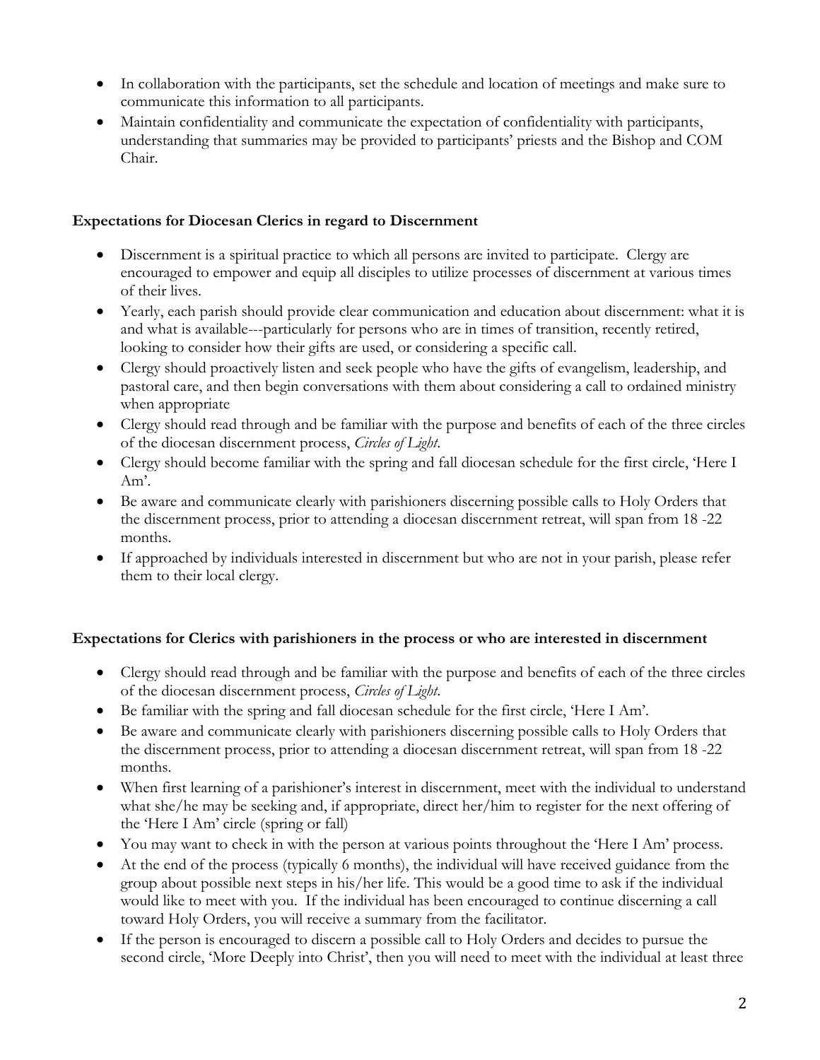- In collaboration with the participants, set the schedule and location of meetings and make sure to communicate this information to all participants.
- Maintain confidentiality and communicate the expectation of confidentiality with participants, understanding that summaries may be provided to participants' priests and the Bishop and COM Chair.

**Expectations for Diocesan Clerics in regard to Discernment**

- Discernment is a spiritual practice to which all persons are invited to participate. Clergy are encouraged to empower and equip all disciples to utilize processes of discernment at various times of their lives.
- Yearly, each parish should provide clear communication and education about discernment: what it is and what is available---particularly for persons who are in times of transition, recently retired, looking to consider how their gifts are used, or considering a specific call.
- Clergy should proactively listen and seek people who have the gifts of evangelism, leadership, and pastoral care, and then begin conversations with them about considering a call to ordained ministry when appropriate
- Clergy should read through and be familiar with the purpose and benefits of each of the three circles of the diocesan discernment process, *Circles of Light*.
- Clergy should become familiar with the spring and fall diocesan schedule for the first circle, 'Here I Am'.
- Be aware and communicate clearly with parishioners discerning possible calls to Holy Orders that the discernment process, prior to attending a diocesan discernment retreat, will span from 18 -22 months.
- If approached by individuals interested in discernment but who are not in your parish, please refer them to their local clergy.

**Expectations for Clerics with parishioners in the process or who are interested in discernment**

- Clergy should read through and be familiar with the purpose and benefits of each of the three circles of the diocesan discernment process, *Circles of Light*.
- Be familiar with the spring and fall diocesan schedule for the first circle, 'Here I Am'.
- Be aware and communicate clearly with parishioners discerning possible calls to Holy Orders that the discernment process, prior to attending a diocesan discernment retreat, will span from 18 -22 months.
- When first learning of a parishioner's interest in discernment, meet with the individual to understand what she/he may be seeking and, if appropriate, direct her/him to register for the next offering of the 'Here I Am' circle (spring or fall)
- You may want to check in with the person at various points throughout the 'Here I Am' process.
- At the end of the process (typically 6 months), the individual will have received guidance from the group about possible next steps in his/her life. This would be a good time to ask if the individual would like to meet with you. If the individual has been encouraged to continue discerning a call toward Holy Orders, you will receive a summary from the facilitator.
- If the person is encouraged to discern a possible call to Holy Orders and decides to pursue the second circle, 'More Deeply into Christ', then you will need to meet with the individual at least three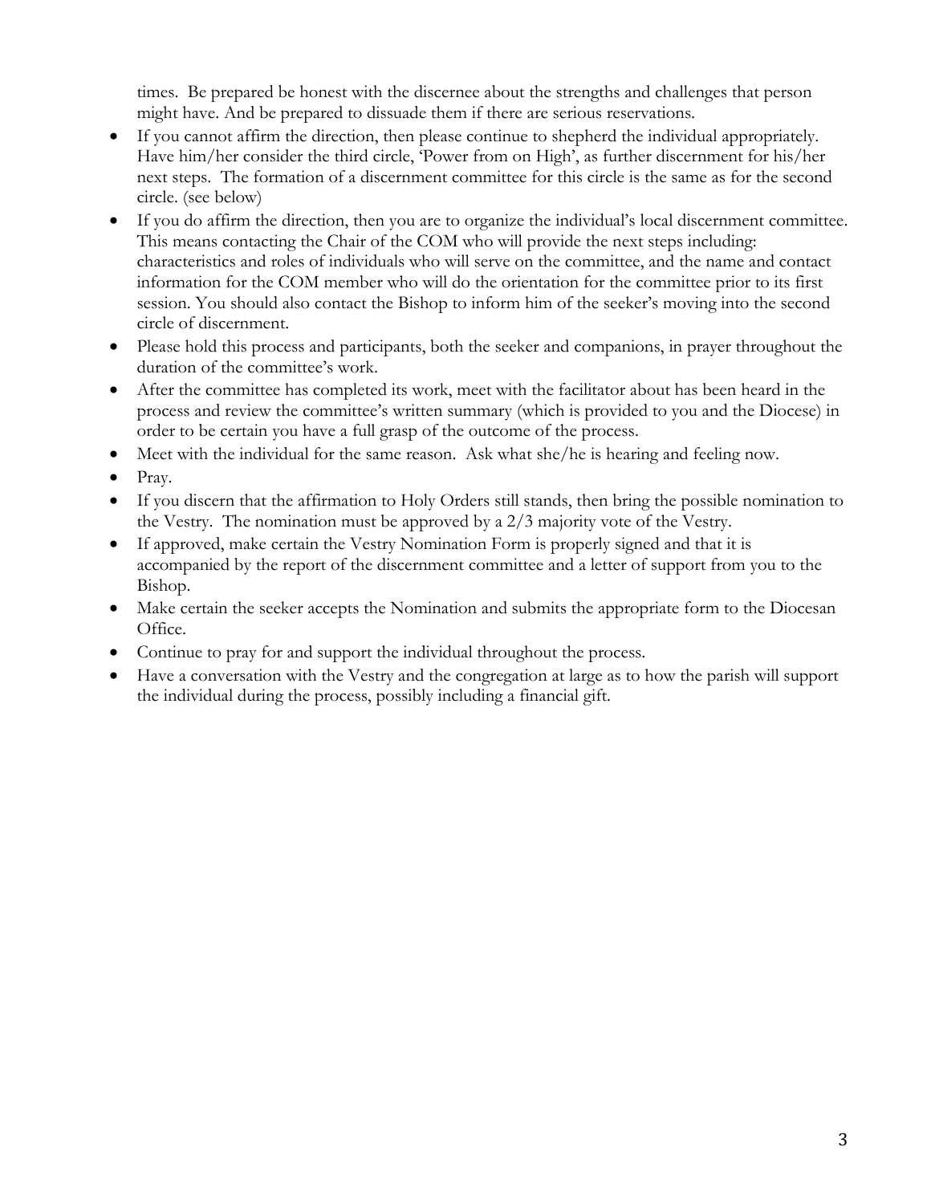times. Be prepared be honest with the discernee about the strengths and challenges that person might have. And be prepared to dissuade them if there are serious reservations.

- If you cannot affirm the direction, then please continue to shepherd the individual appropriately. Have him/her consider the third circle, 'Power from on High', as further discernment for his/her next steps. The formation of a discernment committee for this circle is the same as for the second circle. (see below)
- If you do affirm the direction, then you are to organize the individual's local discernment committee. This means contacting the Chair of the COM who will provide the next steps including: characteristics and roles of individuals who will serve on the committee, and the name and contact information for the COM member who will do the orientation for the committee prior to its first session. You should also contact the Bishop to inform him of the seeker's moving into the second circle of discernment.
- Please hold this process and participants, both the seeker and companions, in prayer throughout the duration of the committee's work.
- After the committee has completed its work, meet with the facilitator about has been heard in the process and review the committee's written summary (which is provided to you and the Diocese) in order to be certain you have a full grasp of the outcome of the process.
- Meet with the individual for the same reason. Ask what she/he is hearing and feeling now.
- Pray.
- If you discern that the affirmation to Holy Orders still stands, then bring the possible nomination to the Vestry. The nomination must be approved by a 2/3 majority vote of the Vestry.
- If approved, make certain the Vestry Nomination Form is properly signed and that it is accompanied by the report of the discernment committee and a letter of support from you to the Bishop.
- Make certain the seeker accepts the Nomination and submits the appropriate form to the Diocesan Office.
- Continue to pray for and support the individual throughout the process.
- Have a conversation with the Vestry and the congregation at large as to how the parish will support the individual during the process, possibly including a financial gift.